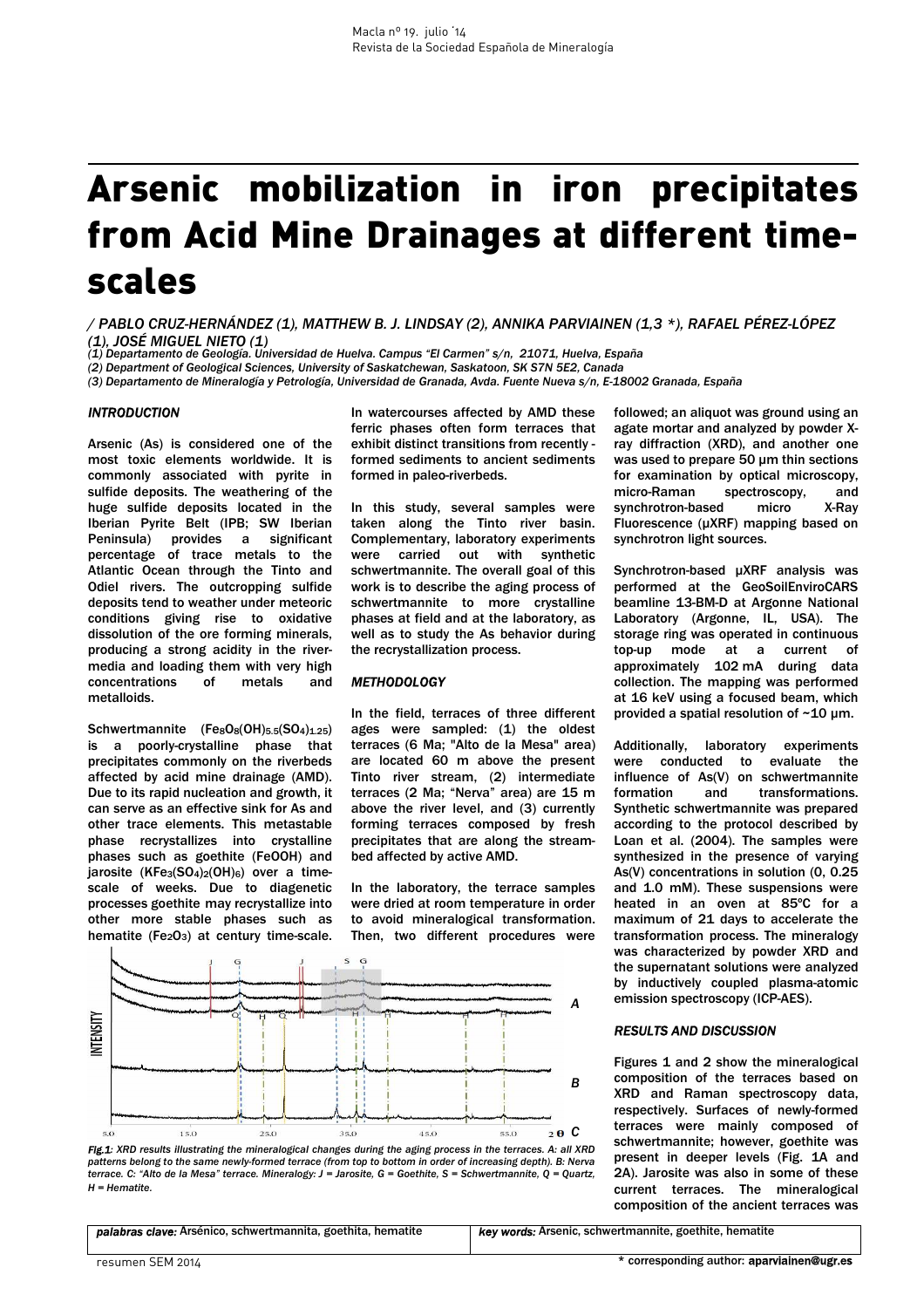// Title
# Arsenic mobilization in iron precipitates from Acid Mine Drainages at different time-scales

*/ PABLO CRUZ-HERNÁNDEZ (1), MATTHEW B. J. LINDSAY (2), ANNIKA PARVIAINEN (1,3 \*), RAFAEL PÉREZ-LÓPEZ (1), JOSÉ MIGUEL NIETO (1)*

*(1) Departamento de Geología. Universidad de Huelva. Campus "El Carmen" s/n, 21071, Huelva, España*
*(2) Department of Geological Sciences, University of Saskatchewan, Saskatoon, SK S7N 5E2, Canada*
*(3) Departamento de Mineralogía y Petrología, Universidad de Granada, Avda. Fuente Nueva s/n, E-18002 Granada, España*

## INTRODUCTION

Arsenic (As) is considered one of the most toxic elements worldwide. It is commonly associated with pyrite in sulfide deposits. The weathering of the huge sulfide deposits located in the Iberian Pyrite Belt (IPB; SW Iberian Peninsula) provides a significant percentage of trace metals to the Atlantic Ocean through the Tinto and Odiel rivers. The outcropping sulfide deposits tend to weather under meteoric conditions giving rise to oxidative dissolution of the ore forming minerals, producing a strong acidity in the river-media and loading them with very high concentrations of metals and metalloids.

Schwertmannite ($Fe_8O_8(OH)_{5.5}(SO_4)_{1.25}$) is a poorly-crystalline phase that precipitates commonly on the riverbeds affected by acid mine drainage (AMD). Due to its rapid nucleation and growth, it can serve as an effective sink for As and other trace elements. This metastable phase recrystallizes into crystalline phases such as goethite (FeOOH) and jarosite ($KFe_3(SO_4)_2(OH)_6$) over a time-scale of weeks. Due to diagenetic processes goethite may recrystallize into other more stable phases such as hematite ($Fe_2O_3$) at century time-scale. In watercourses affected by AMD these ferric phases often form terraces that exhibit distinct transitions from recently-formed sediments to ancient sediments formed in paleo-riverbeds.

In this study, several samples were taken along the Tinto river basin. Complementary, laboratory experiments were carried out with synthetic schwertmannite. The overall goal of this work is to describe the aging process of schwertmannite to more crystalline phases at field and at the laboratory, as well as to study the As behavior during the recrystallization process.

## METHODOLOGY

In the field, terraces of three different ages were sampled: (1) the oldest terraces (6 Ma; "Alto de la Mesa" area) are located 60 m above the present Tinto river stream, (2) intermediate terraces (2 Ma; "Nerva" area) are 15 m above the river level, and (3) currently forming terraces composed by fresh precipitates that are along the stream-bed affected by active AMD.

In the laboratory, the terrace samples were dried at room temperature in order to avoid mineralogical transformation. Then, two different procedures were followed; an aliquot was ground using an agate mortar and analyzed by powder X-ray diffraction (XRD), and another one was used to prepare 50 µm thin sections for examination by optical microscopy, micro-Raman spectroscopy, and synchrotron-based micro X-Ray Fluorescence (µXRF) mapping based on synchrotron light sources.

Synchrotron-based µXRF analysis was performed at the GeoSoilEnviroCARS beamline 13-BM-D at Argonne National Laboratory (Argonne, IL, USA). The storage ring was operated in continuous top-up mode at a current of approximately 102 mA during data collection. The mapping was performed at 16 keV using a focused beam, which provided a spatial resolution of ~10 µm.

Additionally, laboratory experiments were conducted to evaluate the influence of As(V) on schwertmannite formation and transformations. Synthetic schwertmannite was prepared according to the protocol described by Loan et al. (2004). The samples were synthesized in the presence of varying As(V) concentrations in solution (0, 0.25 and 1.0 mM). These suspensions were heated in an oven at 85ºC for a maximum of 21 days to accelerate the transformation process. The mineralogy was characterized by powder XRD and the supernatant solutions were analyzed by inductively coupled plasma-atomic emission spectroscopy (ICP-AES).

*Fig.1: XRD results illustrating the mineralogical changes during the aging process in the terraces. A: all XRD patterns belong to the same newly-formed terrace (from top to bottom in order of increasing depth). B: Nerva terrace. C: "Alto de la Mesa" terrace. Mineralogy: J = Jarosite, G = Goethite, S = Schwertmannite, Q = Quartz, H = Hematite.*

## RESULTS AND DISCUSSION

Figures 1 and 2 show the mineralogical composition of the terraces based on XRD and Raman spectroscopy data, respectively. Surfaces of newly-formed terraces were mainly composed of schwertmannite; however, goethite was present in deeper levels (Fig. 1A and 2A). Jarosite was also in some of these current terraces. The mineralogical composition of the ancient terraces was

*palabras clave:* Arsénico, schwertmannita, goethita, hematite

*key words:* Arsenic, schwertmannite, goethite, hematite

\* corresponding author: aparviainen@ugr.es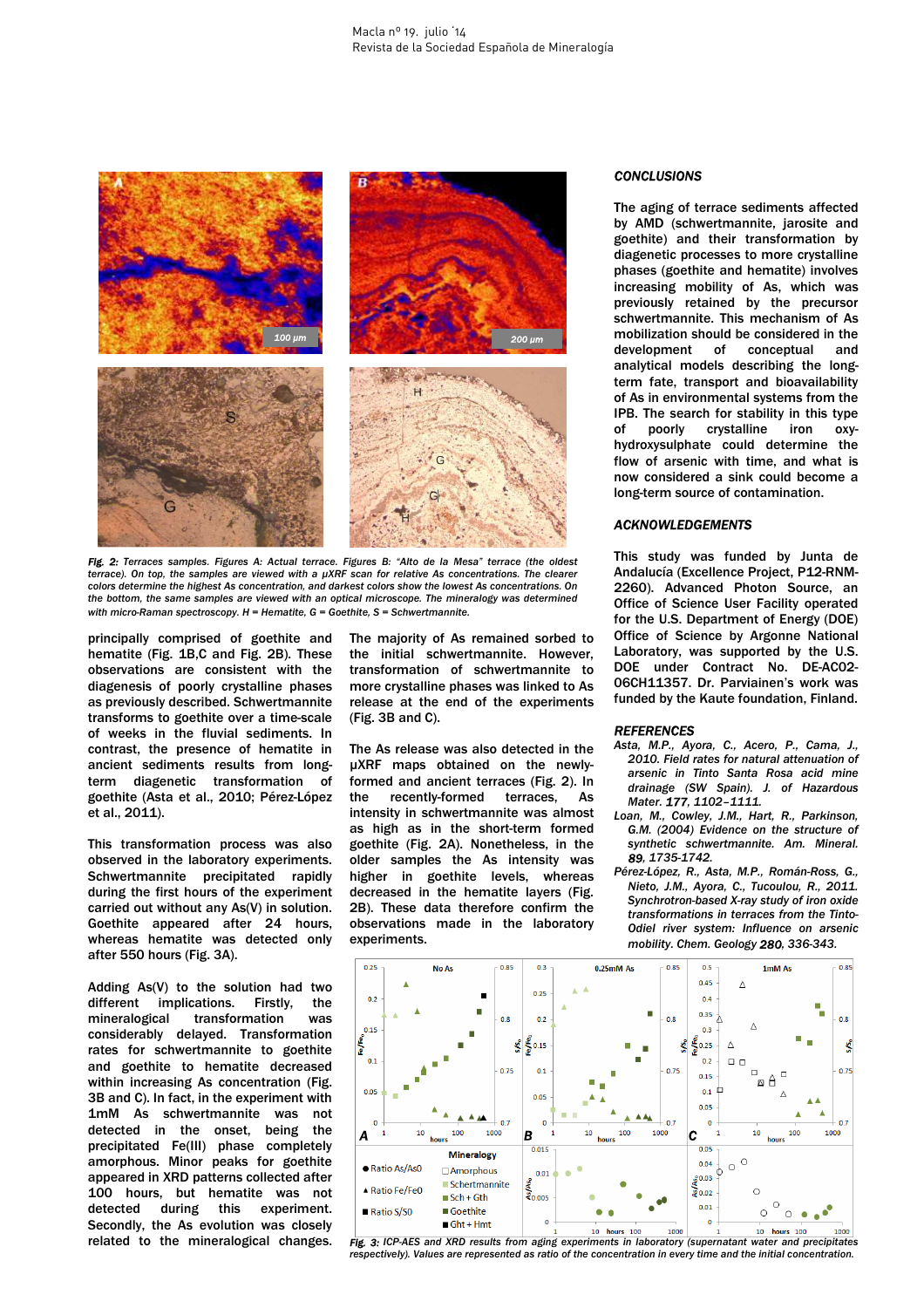*Fig. 2: Terraces samples. Figures A: Actual terrace. Figures B: "Alto de la Mesa" terrace (the oldest terrace). On top, the samples are viewed with a µXRF scan for relative As concentrations. The clearer colors determine the highest As concentration, and darkest colors show the lowest As concentrations. On the bottom, the same samples are viewed with an optical microscope. The mineralogy was determined with micro-Raman spectroscopy. H = Hematite, G = Goethite, S = Schwertmannite.*

principally comprised of goethite and hematite (Fig. 1B,C and Fig. 2B). These observations are consistent with the diagenesis of poorly crystalline phases as previously described. Schwertmannite transforms to goethite over a time-scale of weeks in the fluvial sediments. In contrast, the presence of hematite in ancient sediments results from long-term diagenetic transformation of goethite (Asta et al., 2010; Pérez-López et al., 2011).

This transformation process was also observed in the laboratory experiments. Schwertmannite precipitated rapidly during the first hours of the experiment carried out without any As(V) in solution. Goethite appeared after 24 hours, whereas hematite was detected only after 550 hours (Fig. 3A).

Adding As(V) to the solution had two different implications. Firstly, the mineralogical transformation was considerably delayed. Transformation rates for schwertmannite to goethite and goethite to hematite decreased within increasing As concentration (Fig. 3B and C). In fact, in the experiment with 1mM As schwertmannite was not detected in the onset, being the precipitated Fe(III) phase completely amorphous. Minor peaks for goethite appeared in XRD patterns collected after 100 hours, but hematite was not detected during this experiment. Secondly, the As evolution was closely related to the mineralogical changes.

The majority of As remained sorbed to the initial schwertmannite. However, the transformation of schwertmannite to more crystalline phases was linked to As release at the end of the experiments (Fig. 3B and C).

The As release was also detected in the µXRF maps obtained on the newly-formed and ancient terraces (Fig. 2). In the recently-formed terraces, As intensity in schwertmannite was almost as high as in the short-term formed goethite (Fig. 2A). Nonetheless, in the older samples the As intensity was higher in goethite levels, whereas decreased in the hematite layers (Fig. 2B). These data therefore confirm the observations made in the laboratory experiments.

A
No As
hours
Fe/Fe0
S/S0

B
0.25mM As
hours
Fe/Fe0
S/S0
As/As0

C
1mM As
hours
Fe/Fe0
S/S0
As/As0

● Ratio As/As0
▲ Ratio Fe/Fe0
■ Ratio S/S0

Mineralogy
Amorphous
Schertmannite
Sch + Gth
Goethite
Ght + Hmt

*Fig. 3: ICP-AES and XRD results from aging experiments in laboratory (supernatant water and precipitates respectively). Values are represented as ratio of the concentration in every time and the initial concentration.*

## CONCLUSIONS

The aging of terrace sediments affected by AMD (schwertmannite, jarosite and goethite) and their transformation by diagenetic processes to more crystalline phases (goethite and hematite) involves increasing mobility of As, which was previously retained by the precursor schwertmannite. This mechanism of As mobilization should be considered in the development of conceptual and analytical models describing the long-term fate, transport and bioavailability of As in environmental systems from the IPB. The search for stability in this type of poorly crystalline iron oxy-hydroxysulphate could determine the flow of arsenic with time, and what is now considered a sink could become a long-term source of contamination.

## ACKNOWLEDGEMENTS

This study was funded by Junta de Andalucía (Excellence Project, P12-RNM-2260). Advanced Photon Source, an Office of Science User Facility operated for the U.S. Department of Energy (DOE) Office of Science by Argonne National Laboratory, was supported by the U.S. DOE under Contract No. DE-AC02-06CH11357. Dr. Parviainen's work was funded by the Kaute foundation, Finland.

## REFERENCES

*Asta, M.P., Ayora, C., Acero, P., Cama, J., 2010. Field rates for natural attenuation of arsenic in Tinto Santa Rosa acid mine drainage (SW Spain). J. of Hazardous Mater.* ***177****, 1102–1111.*

*Loan, M., Cowley, J.M., Hart, R., Parkinson, G.M. (2004) Evidence on the structure of synthetic schwertmannite. Am. Mineral.* ***89****, 1735-1742.*

*Pérez-López, R., Asta, M.P., Román-Ross, G., Nieto, J.M., Ayora, C., Tucoulou, R., 2011. Synchrotron-based X-ray study of iron oxide transformations in terraces from the Tinto-Odiel river system: Influence on arsenic mobility. Chem. Geology* ***280****, 336-343.*